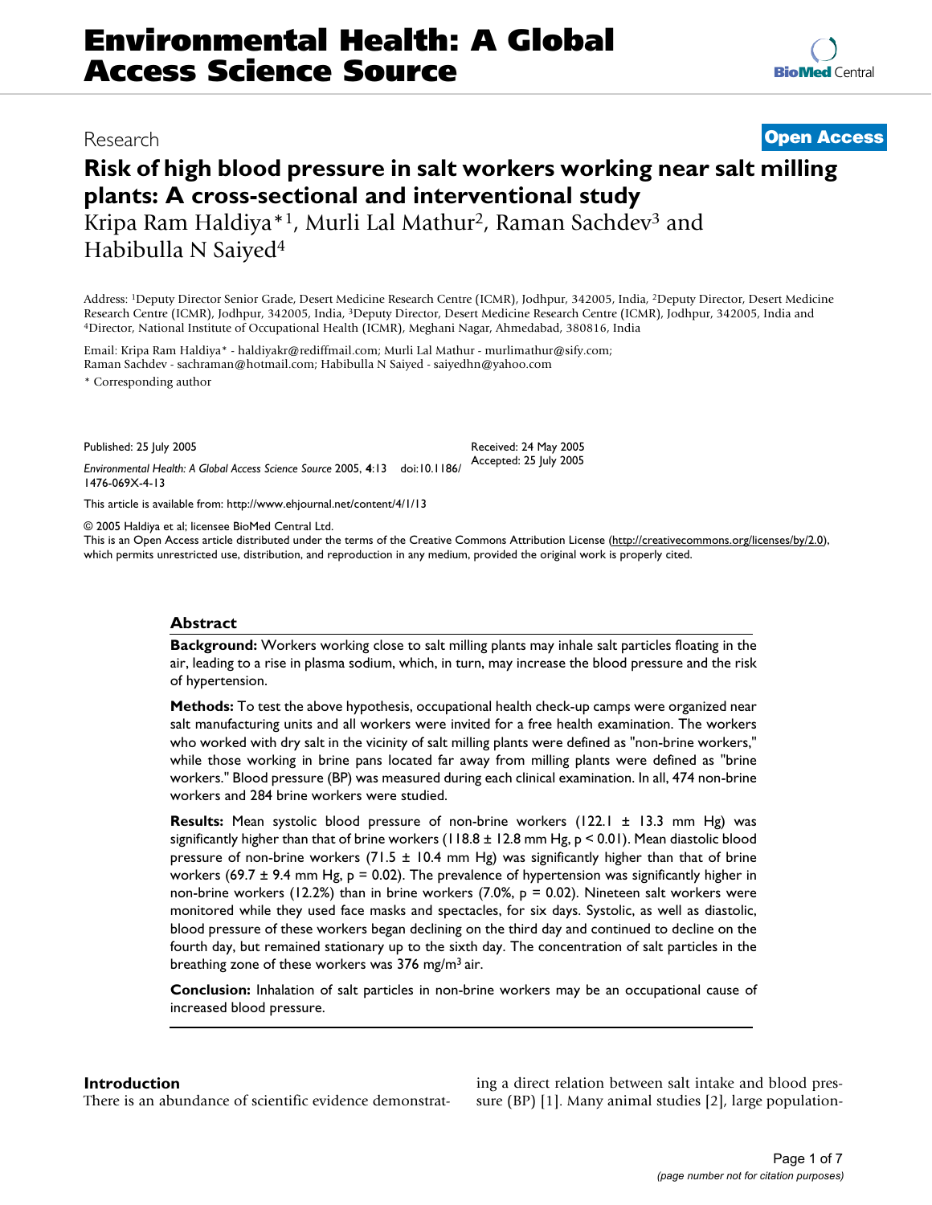# Environmental Health: A Global Access Science Source

Research

**Open Access**

## Risk of high blood pressure in salt workers working near salt milling plants: A cross-sectional and interventional study

Kripa Ram Haldiya*[1], Murli Lal Mathur[2], Raman Sachdev[3] and Habibulla N Saiyed[4]

Address: [1]Deputy Director Senior Grade, Desert Medicine Research Centre (ICMR), Jodhpur, 342005, India, [2]Deputy Director, Desert Medicine Research Centre (ICMR), Jodhpur, 342005, India, [3]Deputy Director, Desert Medicine Research Centre (ICMR), Jodhpur, 342005, India and [4]Director, National Institute of Occupational Health (ICMR), Meghani Nagar, Ahmedabad, 380816, India

Email: Kripa Ram Haldiya* - haldiyakr@rediffmail.com; Murli Lal Mathur - murlimathur@sify.com; Raman Sachdev - sachraman@hotmail.com; Habibulla N Saiyed - saiyedhn@yahoo.com

\* Corresponding author

Published: 25 July 2005

*Environmental Health: A Global Access Science Source* 2005, **4**:13 doi:10.1186/1476-069X-4-13

Received: 24 May 2005
Accepted: 25 July 2005

This article is available from: http://www.ehjournal.net/content/4/1/13

© 2005 Haldiya et al; licensee BioMed Central Ltd.
This is an Open Access article distributed under the terms of the Creative Commons Attribution License (http://creativecommons.org/licenses/by/2.0), which permits unrestricted use, distribution, and reproduction in any medium, provided the original work is properly cited.

### Abstract

**Background:** Workers working close to salt milling plants may inhale salt particles floating in the air, leading to a rise in plasma sodium, which, in turn, may increase the blood pressure and the risk of hypertension.

**Methods:** To test the above hypothesis, occupational health check-up camps were organized near salt manufacturing units and all workers were invited for a free health examination. The workers who worked with dry salt in the vicinity of salt milling plants were defined as "non-brine workers," while those working in brine pans located far away from milling plants were defined as "brine workers." Blood pressure (BP) was measured during each clinical examination. In all, 474 non-brine workers and 284 brine workers were studied.

**Results:** Mean systolic blood pressure of non-brine workers (122.1 ± 13.3 mm Hg) was significantly higher than that of brine workers (118.8 ± 12.8 mm Hg, $p < 0.01$). Mean diastolic blood pressure of non-brine workers (71.5 ± 10.4 mm Hg) was significantly higher than that of brine workers (69.7 ± 9.4 mm Hg, $p = 0.02$). The prevalence of hypertension was significantly higher in non-brine workers (12.2%) than in brine workers (7.0%, $p = 0.02$). Nineteen salt workers were monitored while they used face masks and spectacles, for six days. Systolic, as well as diastolic, blood pressure of these workers began declining on the third day and continued to decline on the fourth day, but remained stationary up to the sixth day. The concentration of salt particles in the breathing zone of these workers was 376 mg/m$^3$ air.

**Conclusion:** Inhalation of salt particles in non-brine workers may be an occupational cause of increased blood pressure.

### Introduction

There is an abundance of scientific evidence demonstrating a direct relation between salt intake and blood pressure (BP) [1]. Many animal studies [2], large population-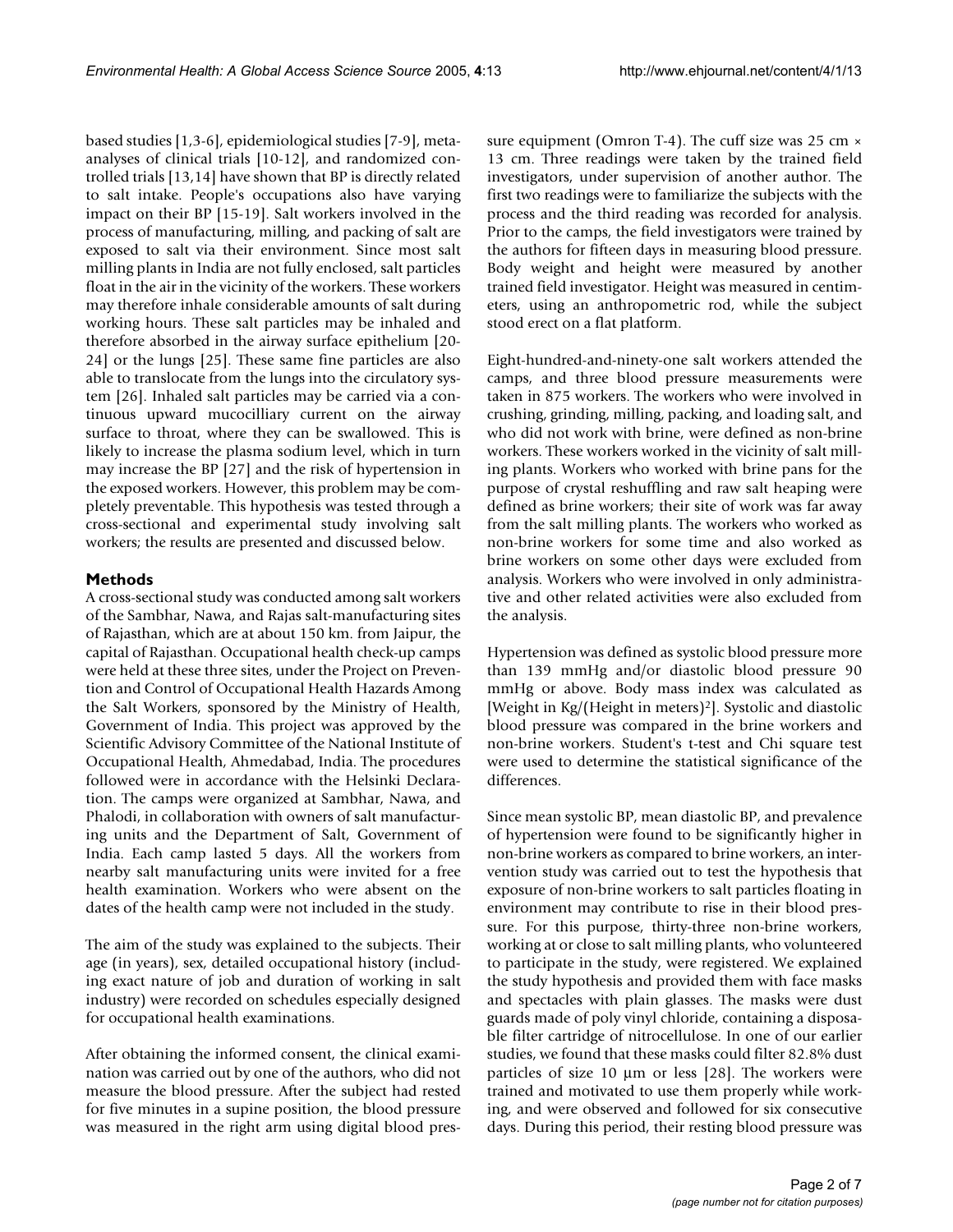based studies [1,3-6], epidemiological studies [7-9], meta-analyses of clinical trials [10-12], and randomized controlled trials [13,14] have shown that BP is directly related to salt intake. People's occupations also have varying impact on their BP [15-19]. Salt workers involved in the process of manufacturing, milling, and packing of salt are exposed to salt via their environment. Since most salt milling plants in India are not fully enclosed, salt particles float in the air in the vicinity of the workers. These workers may therefore inhale considerable amounts of salt during working hours. These salt particles may be inhaled and therefore absorbed in the airway surface epithelium [20-24] or the lungs [25]. These same fine particles are also able to translocate from the lungs into the circulatory system [26]. Inhaled salt particles may be carried via a continuous upward mucocilliary current on the airway surface to throat, where they can be swallowed. This is likely to increase the plasma sodium level, which in turn may increase the BP [27] and the risk of hypertension in the exposed workers. However, this problem may be completely preventable. This hypothesis was tested through a cross-sectional and experimental study involving salt workers; the results are presented and discussed below.

## Methods

A cross-sectional study was conducted among salt workers of the Sambhar, Nawa, and Rajas salt-manufacturing sites of Rajasthan, which are at about 150 km. from Jaipur, the capital of Rajasthan. Occupational health check-up camps were held at these three sites, under the Project on Prevention and Control of Occupational Health Hazards Among the Salt Workers, sponsored by the Ministry of Health, Government of India. This project was approved by the Scientific Advisory Committee of the National Institute of Occupational Health, Ahmedabad, India. The procedures followed were in accordance with the Helsinki Declaration. The camps were organized at Sambhar, Nawa, and Phalodi, in collaboration with owners of salt manufacturing units and the Department of Salt, Government of India. Each camp lasted 5 days. All the workers from nearby salt manufacturing units were invited for a free health examination. Workers who were absent on the dates of the health camp were not included in the study.

The aim of the study was explained to the subjects. Their age (in years), sex, detailed occupational history (including exact nature of job and duration of working in salt industry) were recorded on schedules especially designed for occupational health examinations.

After obtaining the informed consent, the clinical examination was carried out by one of the authors, who did not measure the blood pressure. After the subject had rested for five minutes in a supine position, the blood pressure was measured in the right arm using digital blood pressure equipment (Omron T-4). The cuff size was 25 cm × 13 cm. Three readings were taken by the trained field investigators, under supervision of another author. The first two readings were to familiarize the subjects with the process and the third reading was recorded for analysis. Prior to the camps, the field investigators were trained by the authors for fifteen days in measuring blood pressure. Body weight and height were measured by another trained field investigator. Height was measured in centimeters, using an anthropometric rod, while the subject stood erect on a flat platform.

Eight-hundred-and-ninety-one salt workers attended the camps, and three blood pressure measurements were taken in 875 workers. The workers who were involved in crushing, grinding, milling, packing, and loading salt, and who did not work with brine, were defined as non-brine workers. These workers worked in the vicinity of salt milling plants. Workers who worked with brine pans for the purpose of crystal reshuffling and raw salt heaping were defined as brine workers; their site of work was far away from the salt milling plants. The workers who worked as non-brine workers for some time and also worked as brine workers on some other days were excluded from analysis. Workers who were involved in only administrative and other related activities were also excluded from the analysis.

Hypertension was defined as systolic blood pressure more than 139 mmHg and/or diastolic blood pressure 90 mmHg or above. Body mass index was calculated as [Weight in Kg/(Height in meters)$^2$]. Systolic and diastolic blood pressure was compared in the brine workers and non-brine workers. Student's t-test and Chi square test were used to determine the statistical significance of the differences.

Since mean systolic BP, mean diastolic BP, and prevalence of hypertension were found to be significantly higher in non-brine workers as compared to brine workers, an intervention study was carried out to test the hypothesis that exposure of non-brine workers to salt particles floating in environment may contribute to rise in their blood pressure. For this purpose, thirty-three non-brine workers, working at or close to salt milling plants, who volunteered to participate in the study, were registered. We explained the study hypothesis and provided them with face masks and spectacles with plain glasses. The masks were dust guards made of poly vinyl chloride, containing a disposable filter cartridge of nitrocellulose. In one of our earlier studies, we found that these masks could filter 82.8% dust particles of size 10 μm or less [28]. The workers were trained and motivated to use them properly while working, and were observed and followed for six consecutive days. During this period, their resting blood pressure was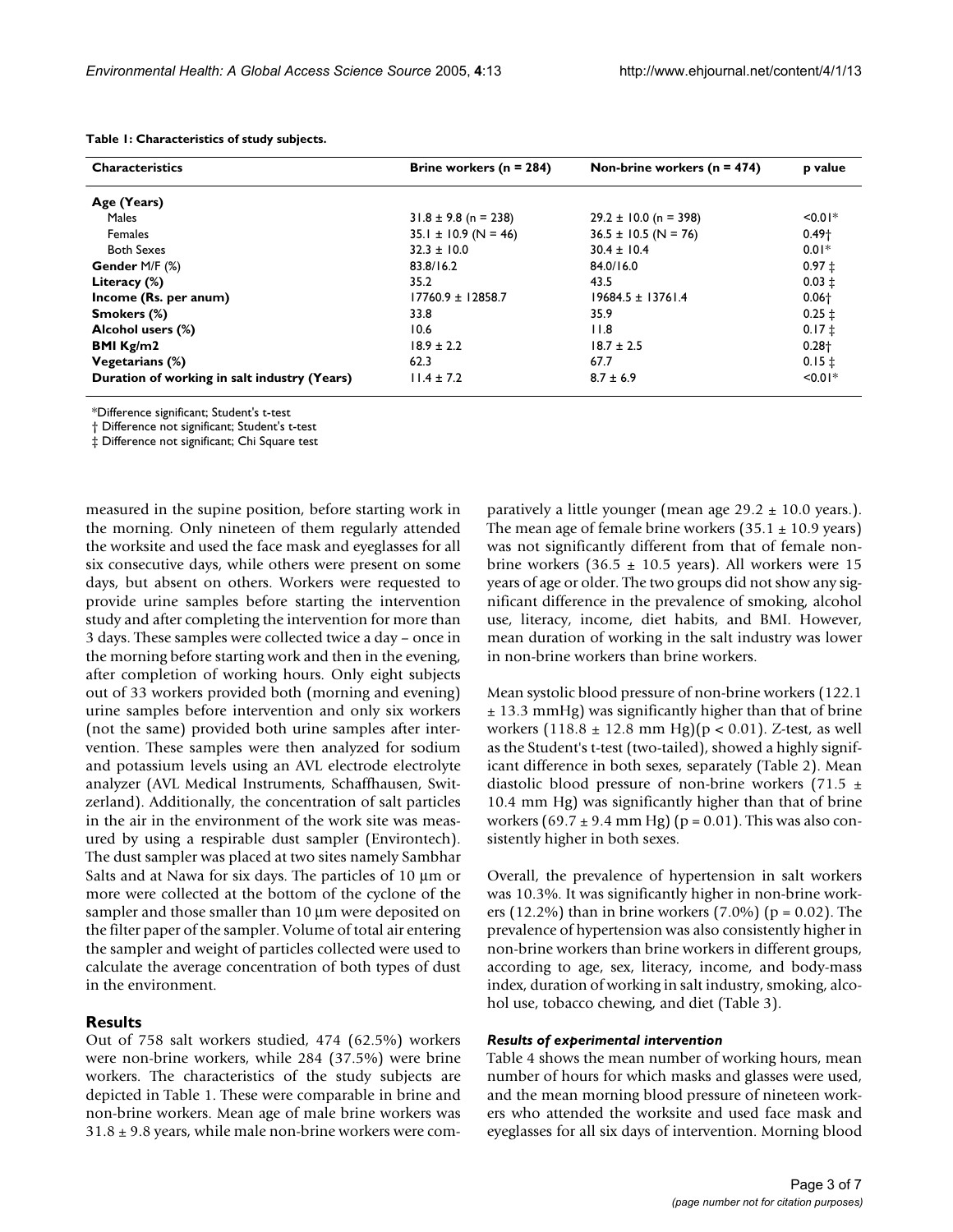**Table 1: Characteristics of study subjects.**

| Characteristics | Brine workers (n = 284) | Non-brine workers (n = 474) | p value |
|---|---|---|---|
| **Age (Years)** | | | |
| Males | 31.8 ± 9.8 (n = 238) | 29.2 ± 10.0 (n = 398) | <0.01* |
| Females | 35.1 ± 10.9 (N = 46) | 36.5 ± 10.5 (N = 76) | 0.49† |
| Both Sexes | 32.3 ± 10.0 | 30.4 ± 10.4 | 0.01* |
| **Gender** M/F (%) | 83.8/16.2 | 84.0/16.0 | 0.97 ‡ |
| **Literacy (%)** | 35.2 | 43.5 | 0.03 ‡ |
| **Income (Rs. per anum)** | 17760.9 ± 12858.7 | 19684.5 ± 13761.4 | 0.06† |
| **Smokers (%)** | 33.8 | 35.9 | 0.25 ‡ |
| **Alcohol users (%)** | 10.6 | 11.8 | 0.17 ‡ |
| **BMI Kg/m2** | 18.9 ± 2.2 | 18.7 ± 2.5 | 0.28† |
| **Vegetarians (%)** | 62.3 | 67.7 | 0.15 ‡ |
| **Duration of working in salt industry (Years)** | 11.4 ± 7.2 | 8.7 ± 6.9 | <0.01* |

*Difference significant; Student's t-test

† Difference not significant; Student's t-test

‡ Difference not significant; Chi Square test

measured in the supine position, before starting work in the morning. Only nineteen of them regularly attended the worksite and used the face mask and eyeglasses for all six consecutive days, while others were present on some days, but absent on others. Workers were requested to provide urine samples before starting the intervention study and after completing the intervention for more than 3 days. These samples were collected twice a day – once in the morning before starting work and then in the evening, after completion of working hours. Only eight subjects out of 33 workers provided both (morning and evening) urine samples before intervention and only six workers (not the same) provided both urine samples after intervention. These samples were then analyzed for sodium and potassium levels using an AVL electrode electrolyte analyzer (AVL Medical Instruments, Schaffhausen, Switzerland). Additionally, the concentration of salt particles in the air in the environment of the work site was measured by using a respirable dust sampler (Environtech). The dust sampler was placed at two sites namely Sambhar Salts and at Nawa for six days. The particles of 10 µm or more were collected at the bottom of the cyclone of the sampler and those smaller than 10 µm were deposited on the filter paper of the sampler. Volume of total air entering the sampler and weight of particles collected were used to calculate the average concentration of both types of dust in the environment.

## Results

Out of 758 salt workers studied, 474 (62.5%) workers were non-brine workers, while 284 (37.5%) were brine workers. The characteristics of the study subjects are depicted in Table 1. These were comparable in brine and non-brine workers. Mean age of male brine workers was 31.8 ± 9.8 years, while male non-brine workers were comparatively a little younger (mean age 29.2 ± 10.0 years.). The mean age of female brine workers (35.1 ± 10.9 years) was not significantly different from that of female non-brine workers (36.5 ± 10.5 years). All workers were 15 years of age or older. The two groups did not show any significant difference in the prevalence of smoking, alcohol use, literacy, income, diet habits, and BMI. However, mean duration of working in the salt industry was lower in non-brine workers than brine workers.

Mean systolic blood pressure of non-brine workers (122.1 ± 13.3 mmHg) was significantly higher than that of brine workers (118.8 ± 12.8 mm Hg)($p < 0.01$). Z-test, as well as the Student's t-test (two-tailed), showed a highly significant difference in both sexes, separately (Table 2). Mean diastolic blood pressure of non-brine workers (71.5 ± 10.4 mm Hg) was significantly higher than that of brine workers (69.7 ± 9.4 mm Hg) ($p = 0.01$). This was also consistently higher in both sexes.

Overall, the prevalence of hypertension in salt workers was 10.3%. It was significantly higher in non-brine workers (12.2%) than in brine workers (7.0%) ($p = 0.02$). The prevalence of hypertension was also consistently higher in non-brine workers than brine workers in different groups, according to age, sex, literacy, income, and body-mass index, duration of working in salt industry, smoking, alcohol use, tobacco chewing, and diet (Table 3).

### *Results of experimental intervention*

Table 4 shows the mean number of working hours, mean number of hours for which masks and glasses were used, and the mean morning blood pressure of nineteen workers who attended the worksite and used face mask and eyeglasses for all six days of intervention. Morning blood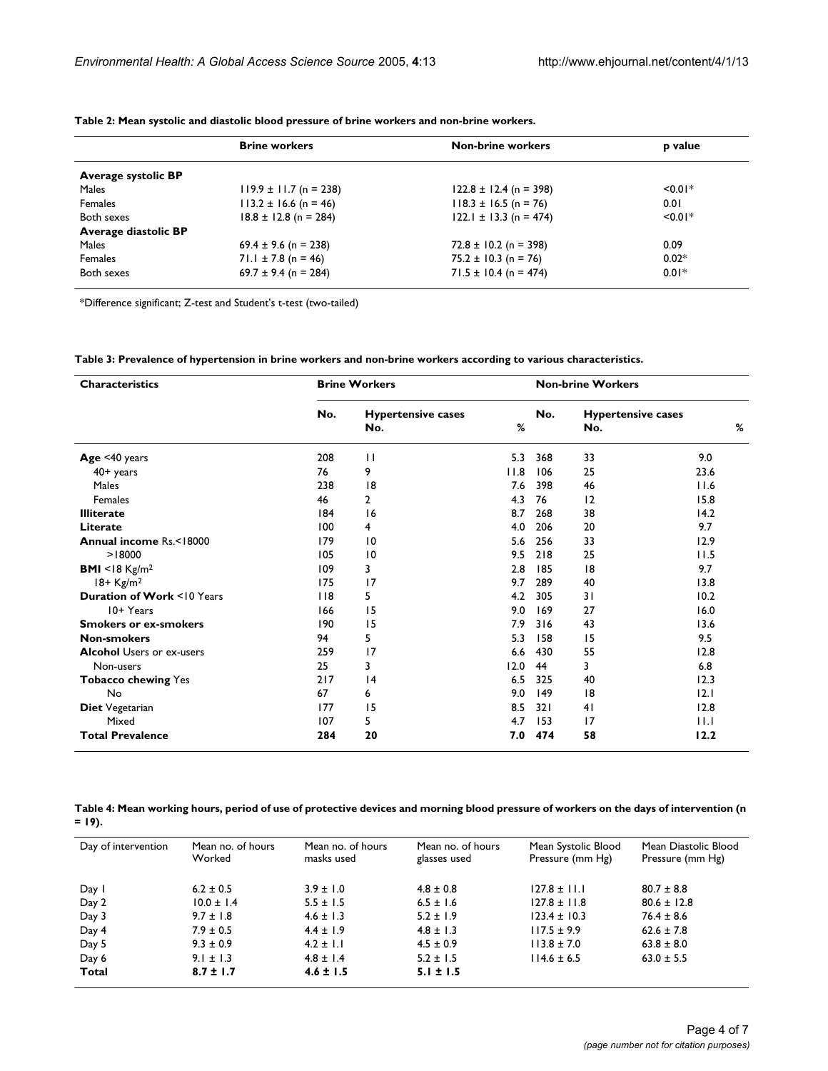**Table 2: Mean systolic and diastolic blood pressure of brine workers and non-brine workers.**

| | Brine workers | Non-brine workers | p value |
|---|---|---|---|
| **Average systolic BP** | | | |
| Males | 119.9 ± 11.7 (n = 238) | 122.8 ± 12.4 (n = 398) | <0.01* |
| Females | 113.2 ± 16.6 (n = 46) | 118.3 ± 16.5 (n = 76) | 0.01 |
| Both sexes | 18.8 ± 12.8 (n = 284) | 122.1 ± 13.3 (n = 474) | <0.01* |
| **Average diastolic BP** | | | |
| Males | 69.4 ± 9.6 (n = 238) | 72.8 ± 10.2 (n = 398) | 0.09 |
| Females | 71.1 ± 7.8 (n = 46) | 75.2 ± 10.3 (n = 76) | 0.02* |
| Both sexes | 69.7 ± 9.4 (n = 284) | 71.5 ± 10.4 (n = 474) | 0.01* |

*Difference significant; Z-test and Student's t-test (two-tailed)

**Table 3: Prevalence of hypertension in brine workers and non-brine workers according to various characteristics.**

| Characteristics | Brine Workers | | | Non-brine Workers | | |
|---|---|---|---|---|---|---|
| | No. | Hypertensive cases No. | % | No. | Hypertensive cases No. | % |
| **Age** <40 years | 208 | 11 | 5.3 | 368 | 33 | 9.0 |
| 40+ years | 76 | 9 | 11.8 | 106 | 25 | 23.6 |
| Males | 238 | 18 | 7.6 | 398 | 46 | 11.6 |
| Females | 46 | 2 | 4.3 | 76 | 12 | 15.8 |
| **Illiterate** | 184 | 16 | 8.7 | 268 | 38 | 14.2 |
| **Literate** | 100 | 4 | 4.0 | 206 | 20 | 9.7 |
| **Annual income** Rs.<18000 | 179 | 10 | 5.6 | 256 | 33 | 12.9 |
| >18000 | 105 | 10 | 9.5 | 218 | 25 | 11.5 |
| **BMI** <18 Kg/m$^2$ | 109 | 3 | 2.8 | 185 | 18 | 9.7 |
| 18+ Kg/m$^2$ | 175 | 17 | 9.7 | 289 | 40 | 13.8 |
| **Duration of Work** <10 Years | 118 | 5 | 4.2 | 305 | 31 | 10.2 |
| 10+ Years | 166 | 15 | 9.0 | 169 | 27 | 16.0 |
| **Smokers or ex-smokers** | 190 | 15 | 7.9 | 316 | 43 | 13.6 |
| **Non-smokers** | 94 | 5 | 5.3 | 158 | 15 | 9.5 |
| **Alcohol** Users or ex-users | 259 | 17 | 6.6 | 430 | 55 | 12.8 |
| Non-users | 25 | 3 | 12.0 | 44 | 3 | 6.8 |
| **Tobacco chewing** Yes | 217 | 14 | 6.5 | 325 | 40 | 12.3 |
| No | 67 | 6 | 9.0 | 149 | 18 | 12.1 |
| **Diet** Vegetarian | 177 | 15 | 8.5 | 321 | 41 | 12.8 |
| Mixed | 107 | 5 | 4.7 | 153 | 17 | 11.1 |
| **Total Prevalence** | **284** | **20** | **7.0** | **474** | **58** | **12.2** |

**Table 4: Mean working hours, period of use of protective devices and morning blood pressure of workers on the days of intervention (n = 19).**

| Day of intervention | Mean no. of hours Worked | Mean no. of hours masks used | Mean no. of hours glasses used | Mean Systolic Blood Pressure (mm Hg) | Mean Diastolic Blood Pressure (mm Hg) |
|---|---|---|---|---|---|
| Day 1 | 6.2 ± 0.5 | 3.9 ± 1.0 | 4.8 ± 0.8 | 127.8 ± 11.1 | 80.7 ± 8.8 |
| Day 2 | 10.0 ± 1.4 | 5.5 ± 1.5 | 6.5 ± 1.6 | 127.8 ± 11.8 | 80.6 ± 12.8 |
| Day 3 | 9.7 ± 1.8 | 4.6 ± 1.3 | 5.2 ± 1.9 | 123.4 ± 10.3 | 76.4 ± 8.6 |
| Day 4 | 7.9 ± 0.5 | 4.4 ± 1.9 | 4.8 ± 1.3 | 117.5 ± 9.9 | 62.6 ± 7.8 |
| Day 5 | 9.3 ± 0.9 | 4.2 ± 1.1 | 4.5 ± 0.9 | 113.8 ± 7.0 | 63.8 ± 8.0 |
| Day 6 | 9.1 ± 1.3 | 4.8 ± 1.4 | 5.2 ± 1.5 | 114.6 ± 6.5 | 63.0 ± 5.5 |
| **Total** | **8.7 ± 1.7** | **4.6 ± 1.5** | **5.1 ± 1.5** | | |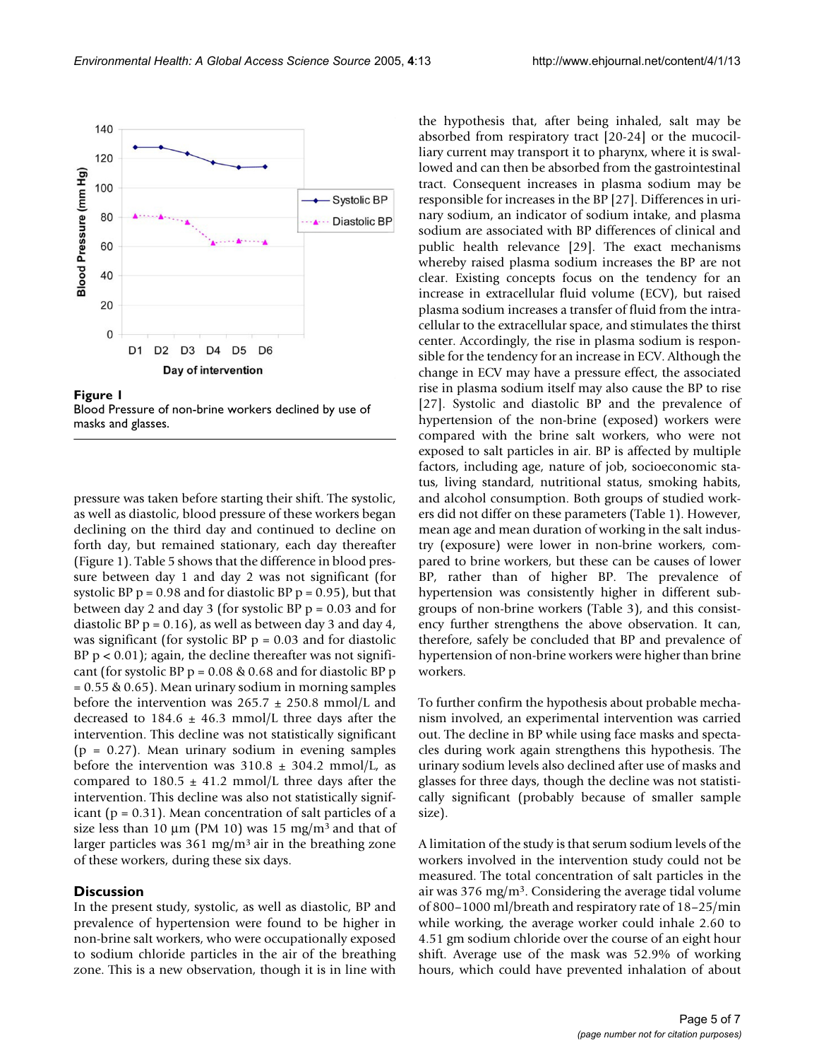Figure 1
Blood Pressure of non-brine workers declined by use of masks and glasses.

pressure was taken before starting their shift. The systolic, as well as diastolic, blood pressure of these workers began declining on the third day and continued to decline on forth day, but remained stationary, each day thereafter (Figure 1). Table 5 shows that the difference in blood pressure between day 1 and day 2 was not significant (for systolic BP $p = 0.98$ and for diastolic BP $p = 0.95$), but that between day 2 and day 3 (for systolic BP $p = 0.03$ and for diastolic BP $p = 0.16$), as well as between day 3 and day 4, was significant (for systolic BP $p = 0.03$ and for diastolic BP $p < 0.01$); again, the decline thereafter was not significant (for systolic BP $p = 0.08$ & $0.68$ and for diastolic BP $p = 0.55$ & $0.65$). Mean urinary sodium in morning samples before the intervention was $265.7 \pm 250.8$ mmol/L and decreased to $184.6 \pm 46.3$ mmol/L three days after the intervention. This decline was not statistically significant ($p = 0.27$). Mean urinary sodium in evening samples before the intervention was $310.8 \pm 304.2$ mmol/L, as compared to $180.5 \pm 41.2$ mmol/L three days after the intervention. This decline was also not statistically significant ($p = 0.31$). Mean concentration of salt particles of a size less than 10 µm (PM 10) was 15 mg/m$^3$ and that of larger particles was 361 mg/m$^3$ air in the breathing zone of these workers, during these six days.

## Discussion

In the present study, systolic, as well as diastolic, BP and prevalence of hypertension were found to be higher in non-brine salt workers, who were occupationally exposed to sodium chloride particles in the air of the breathing zone. This is a new observation, though it is in line with the hypothesis that, after being inhaled, salt may be absorbed from respiratory tract [20-24] or the mucociliary current may transport it to pharynx, where it is swallowed and can then be absorbed from the gastrointestinal tract. Consequent increases in plasma sodium may be responsible for increases in the BP [27]. Differences in urinary sodium, an indicator of sodium intake, and plasma sodium are associated with BP differences of clinical and public health relevance [29]. The exact mechanisms whereby raised plasma sodium increases the BP are not clear. Existing concepts focus on the tendency for an increase in extracellular fluid volume (ECV), but raised plasma sodium increases a transfer of fluid from the intracellular to the extracellular space, and stimulates the thirst center. Accordingly, the rise in plasma sodium is responsible for the tendency for an increase in ECV. Although the change in ECV may have a pressure effect, the associated rise in plasma sodium itself may also cause the BP to rise [27]. Systolic and diastolic BP and the prevalence of hypertension of the non-brine (exposed) workers were compared with the brine salt workers, who were not exposed to salt particles in air. BP is affected by multiple factors, including age, nature of job, socioeconomic status, living standard, nutritional status, smoking habits, and alcohol consumption. Both groups of studied workers did not differ on these parameters (Table 1). However, mean age and mean duration of working in the salt industry (exposure) were lower in non-brine workers, compared to brine workers, but these can be causes of lower BP, rather than of higher BP. The prevalence of hypertension was consistently higher in different subgroups of non-brine workers (Table 3), and this consistency further strengthens the above observation. It can, therefore, safely be concluded that BP and prevalence of hypertension of non-brine workers were higher than brine workers.

To further confirm the hypothesis about probable mechanism involved, an experimental intervention was carried out. The decline in BP while using face masks and spectacles during work again strengthens this hypothesis. The urinary sodium levels also declined after use of masks and glasses for three days, though the decline was not statistically significant (probably because of smaller sample size).

A limitation of the study is that serum sodium levels of the workers involved in the intervention study could not be measured. The total concentration of salt particles in the air was 376 mg/m$^3$. Considering the average tidal volume of 800–1000 ml/breath and respiratory rate of 18–25/min while working, the average worker could inhale 2.60 to 4.51 gm sodium chloride over the course of an eight hour shift. Average use of the mask was 52.9% of working hours, which could have prevented inhalation of about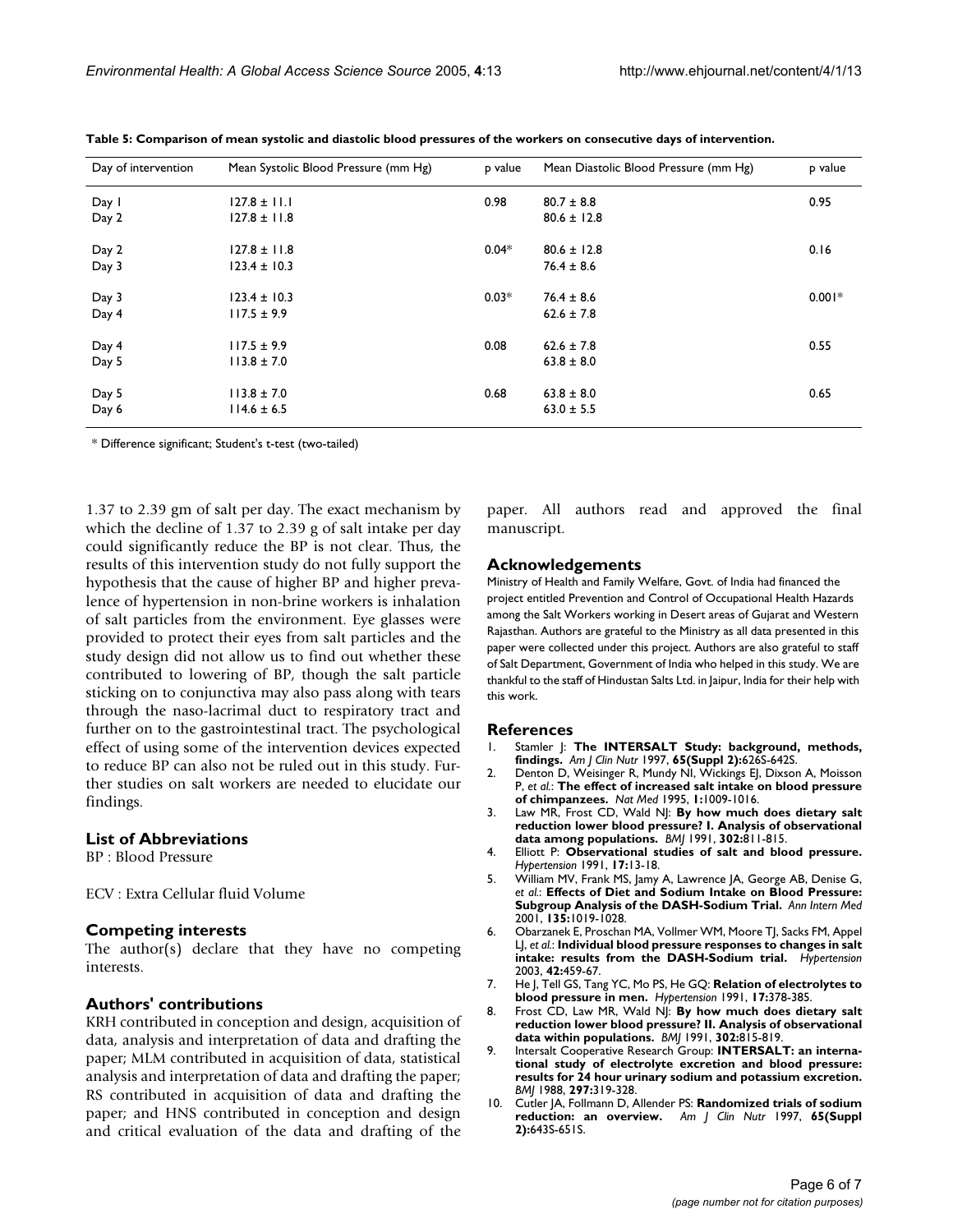**Table 5: Comparison of mean systolic and diastolic blood pressures of the workers on consecutive days of intervention.**

| Day of intervention | Mean Systolic Blood Pressure (mm Hg) | p value | Mean Diastolic Blood Pressure (mm Hg) | p value |
|---|---|---|---|---|
| Day 1 | 127.8 ± 11.1 | 0.98 | 80.7 ± 8.8 | 0.95 |
| Day 2 | 127.8 ± 11.8 | | 80.6 ± 12.8 | |
| Day 2 | 127.8 ± 11.8 | 0.04* | 80.6 ± 12.8 | 0.16 |
| Day 3 | 123.4 ± 10.3 | | 76.4 ± 8.6 | |
| Day 3 | 123.4 ± 10.3 | 0.03* | 76.4 ± 8.6 | 0.001* |
| Day 4 | 117.5 ± 9.9 | | 62.6 ± 7.8 | |
| Day 4 | 117.5 ± 9.9 | 0.08 | 62.6 ± 7.8 | 0.55 |
| Day 5 | 113.8 ± 7.0 | | 63.8 ± 8.0 | |
| Day 5 | 113.8 ± 7.0 | 0.68 | 63.8 ± 8.0 | 0.65 |
| Day 6 | 114.6 ± 6.5 | | 63.0 ± 5.5 | |

* Difference significant; Student's t-test (two-tailed)

1.37 to 2.39 gm of salt per day. The exact mechanism by which the decline of 1.37 to 2.39 g of salt intake per day could significantly reduce the BP is not clear. Thus, the results of this intervention study do not fully support the hypothesis that the cause of higher BP and higher prevalence of hypertension in non-brine workers is inhalation of salt particles from the environment. Eye glasses were provided to protect their eyes from salt particles and the study design did not allow us to find out whether these contributed to lowering of BP, though the salt particle sticking on to conjunctiva may also pass along with tears through the naso-lacrimal duct to respiratory tract and further on to the gastrointestinal tract. The psychological effect of using some of the intervention devices expected to reduce BP can also not be ruled out in this study. Further studies on salt workers are needed to elucidate our findings.

## List of Abbreviations

BP : Blood Pressure

ECV : Extra Cellular fluid Volume

## Competing interests

The author(s) declare that they have no competing interests.

## Authors' contributions

KRH contributed in conception and design, acquisition of data, analysis and interpretation of data and drafting the paper; MLM contributed in acquisition of data, statistical analysis and interpretation of data and drafting the paper; RS contributed in acquisition of data and drafting the paper; and HNS contributed in conception and design and critical evaluation of the data and drafting of the paper. All authors read and approved the final manuscript.

## Acknowledgements

Ministry of Health and Family Welfare, Govt. of India had financed the project entitled Prevention and Control of Occupational Health Hazards among the Salt Workers working in Desert areas of Gujarat and Western Rajasthan. Authors are grateful to the Ministry as all data presented in this paper were collected under this project. Authors are also grateful to staff of Salt Department, Government of India who helped in this study. We are thankful to the staff of Hindustan Salts Ltd. in Jaipur, India for their help with this work.

## References

1. Stamler J: **The INTERSALT Study: background, methods, findings.** *Am J Clin Nutr* 1997, **65(Suppl 2):**626S-642S.
2. Denton D, Weisinger R, Mundy NI, Wickings EJ, Dixson A, Moisson P, *et al.*: **The effect of increased salt intake on blood pressure of chimpanzees.** *Nat Med* 1995, **1:**1009-1016.
3. Law MR, Frost CD, Wald NJ: **By how much does dietary salt reduction lower blood pressure? I. Analysis of observational data among populations.** *BMJ* 1991, **302:**811-815.
4. Elliott P: **Observational studies of salt and blood pressure.** *Hypertension* 1991, **17:**13-18.
5. William MV, Frank MS, Jamy A, Lawrence JA, George AB, Denise G, *et al.*: **Effects of Diet and Sodium Intake on Blood Pressure: Subgroup Analysis of the DASH-Sodium Trial.** *Ann Intern Med* 2001, **135:**1019-1028.
6. Obarzanek E, Proschan MA, Vollmer WM, Moore TJ, Sacks FM, Appel LJ, *et al.*: **Individual blood pressure responses to changes in salt intake: results from the DASH-Sodium trial.** *Hypertension* 2003, **42:**459-67.
7. He J, Tell GS, Tang YC, Mo PS, He GQ: **Relation of electrolytes to blood pressure in men.** *Hypertension* 1991, **17:**378-385.
8. Frost CD, Law MR, Wald NJ: **By how much does dietary salt reduction lower blood pressure? II. Analysis of observational data within populations.** *BMJ* 1991, **302:**815-819.
9. Intersalt Cooperative Research Group: **INTERSALT: an international study of electrolyte excretion and blood pressure: results for 24 hour urinary sodium and potassium excretion.** *BMJ* 1988, **297:**319-328.
10. Cutler JA, Follmann D, Allender PS: **Randomized trials of sodium reduction: an overview.** *Am J Clin Nutr* 1997, **65(Suppl 2):**643S-651S.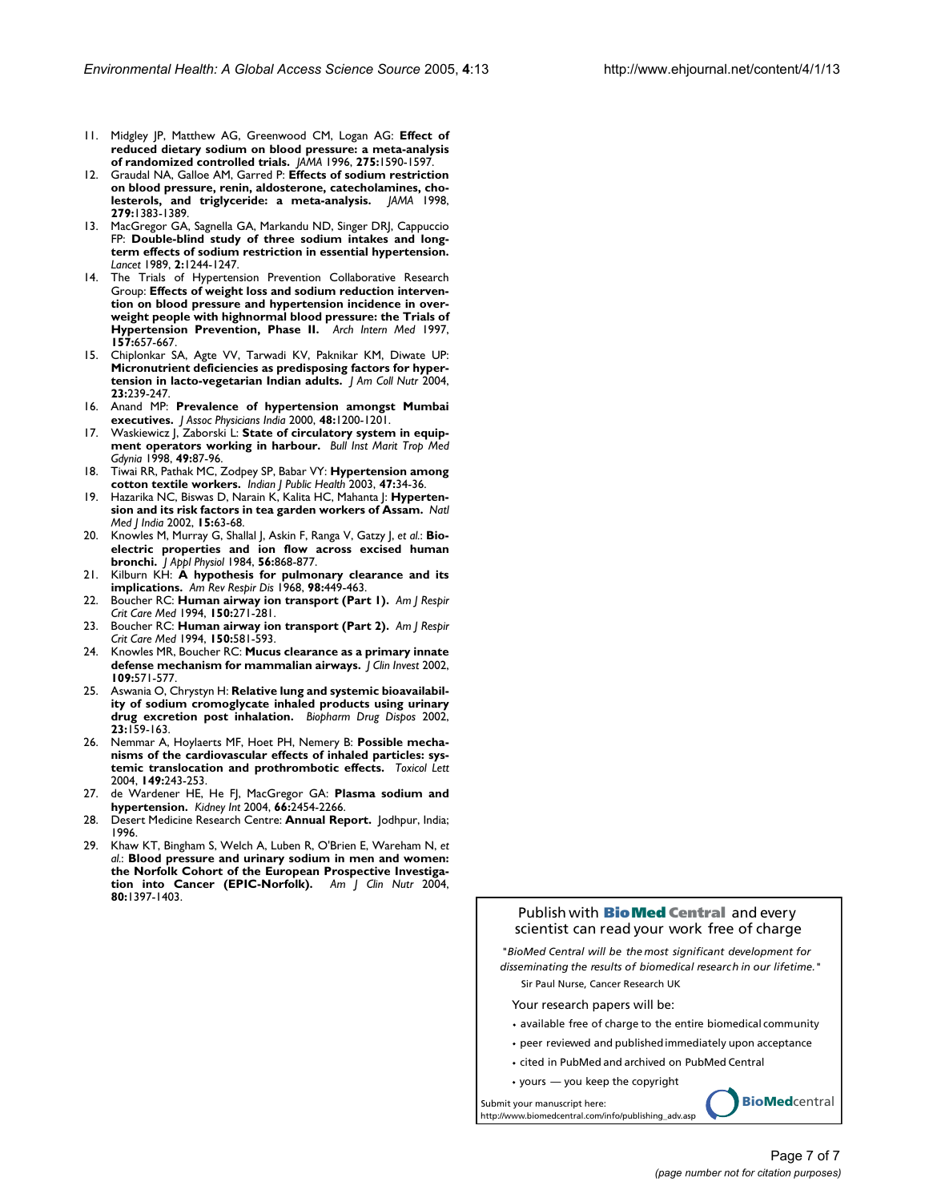11. Midgley JP, Matthew AG, Greenwood CM, Logan AG: **Effect of reduced dietary sodium on blood pressure: a meta-analysis of randomized controlled trials.** *JAMA* 1996, **275:**1590-1597.
12. Graudal NA, Galloe AM, Garred P: **Effects of sodium restriction on blood pressure, renin, aldosterone, catecholamines, cholesterols, and triglyceride: a meta-analysis.** *JAMA* 1998, **279:**1383-1389.
13. MacGregor GA, Sagnella GA, Markandu ND, Singer DRJ, Cappuccio FP: **Double-blind study of three sodium intakes and long-term effects of sodium restriction in essential hypertension.** *Lancet* 1989, **2:**1244-1247.
14. The Trials of Hypertension Prevention Collaborative Research Group: **Effects of weight loss and sodium reduction intervention on blood pressure and hypertension incidence in overweight people with highnormal blood pressure: the Trials of Hypertension Prevention, Phase II.** *Arch Intern Med* 1997, **157:**657-667.
15. Chiplonkar SA, Agte VV, Tarwadi KV, Paknikar KM, Diwate UP: **Micronutrient deficiencies as predisposing factors for hypertension in lacto-vegetarian Indian adults.** *J Am Coll Nutr* 2004, **23:**239-247.
16. Anand MP: **Prevalence of hypertension amongst Mumbai executives.** *J Assoc Physicians India* 2000, **48:**1200-1201.
17. Waskiewicz J, Zaborski L: **State of circulatory system in equipment operators working in harbour.** *Bull Inst Marit Trop Med Gdynia* 1998, **49:**87-96.
18. Tiwai RR, Pathak MC, Zodpey SP, Babar VY: **Hypertension among cotton textile workers.** *Indian J Public Health* 2003, **47:**34-36.
19. Hazarika NC, Biswas D, Narain K, Kalita HC, Mahanta J: **Hypertension and its risk factors in tea garden workers of Assam.** *Natl Med J India* 2002, **15:**63-68.
20. Knowles M, Murray G, Shallal J, Askin F, Ranga V, Gatzy J, *et al.*: **Bioelectric properties and ion flow across excised human bronchi.** *J Appl Physiol* 1984, **56:**868-877.
21. Kilburn KH: **A hypothesis for pulmonary clearance and its implications.** *Am Rev Respir Dis* 1968, **98:**449-463.
22. Boucher RC: **Human airway ion transport (Part 1).** *Am J Respir Crit Care Med* 1994, **150:**271-281.
23. Boucher RC: **Human airway ion transport (Part 2).** *Am J Respir Crit Care Med* 1994, **150:**581-593.
24. Knowles MR, Boucher RC: **Mucus clearance as a primary innate defense mechanism for mammalian airways.** *J Clin Invest* 2002, **109:**571-577.
25. Aswania O, Chrystyn H: **Relative lung and systemic bioavailability of sodium cromoglycate inhaled products using urinary drug excretion post inhalation.** *Biopharm Drug Dispos* 2002, **23:**159-163.
26. Nemmar A, Hoylaerts MF, Hoet PH, Nemery B: **Possible mechanisms of the cardiovascular effects of inhaled particles: systemic translocation and prothrombotic effects.** *Toxicol Lett* 2004, **149:**243-253.
27. de Wardener HE, He FJ, MacGregor GA: **Plasma sodium and hypertension.** *Kidney Int* 2004, **66:**2454-2266.
28. Desert Medicine Research Centre: **Annual Report.** Jodhpur, India; 1996.
29. Khaw KT, Bingham S, Welch A, Luben R, O'Brien E, Wareham N, *et al.*: **Blood pressure and urinary sodium in men and women: the Norfolk Cohort of the European Prospective Investigation into Cancer (EPIC-Norfolk).** *Am J Clin Nutr* 2004, **80:**1397-1403.

Publish with **BioMed Central** and every scientist can read your work free of charge

*"BioMed Central will be the most significant development for disseminating the results of biomedical research in our lifetime."*
Sir Paul Nurse, Cancer Research UK

Your research papers will be:

- available free of charge to the entire biomedical community
- peer reviewed and published immediately upon acceptance
- cited in PubMed and archived on PubMed Central
- yours — you keep the copyright

Submit your manuscript here:
http://www.biomedcentral.com/info/publishing_adv.asp

BioMedcentral